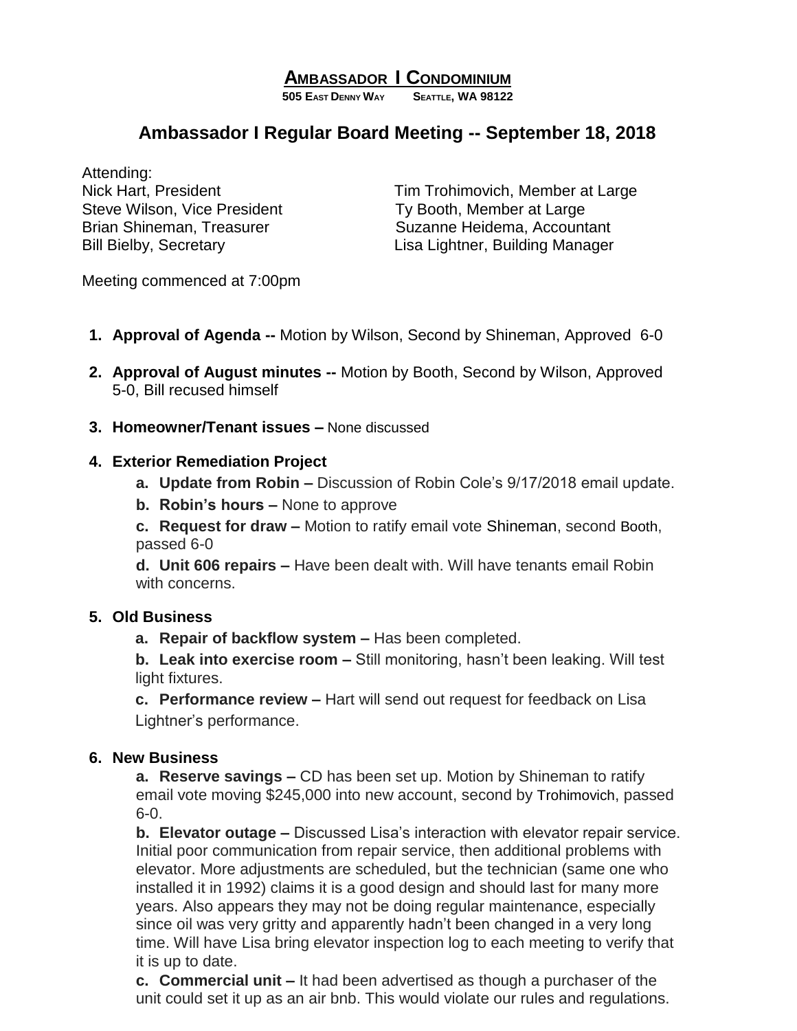# AMBASSADOR I CONDOMINIUM

**505 EAST DENNY WAY SEATTLE, WA 98122**

## Ambassador I Regular Board Meeting -- September 18, 2018

Attending:

Nick Hart, President
Steve Wilson, Vice President
Brian Shineman, Treasurer
Bill Bielby, Secretary
Tim Trohimovich, Member at Large
Ty Booth, Member at Large
Suzanne Heidema, Accountant
Lisa Lightner, Building Manager

Meeting commenced at 7:00pm

1. **Approval of Agenda --** Motion by Wilson, Second by Shineman, Approved 6-0
2. **Approval of August minutes --** Motion by Booth, Second by Wilson, Approved 5-0, Bill recused himself
3. **Homeowner/Tenant issues –** None discussed
4. **Exterior Remediation Project**
   a. **Update from Robin –** Discussion of Robin Cole's 9/17/2018 email update.
   b. **Robin's hours –** None to approve
   c. **Request for draw –** Motion to ratify email vote Shineman, second Booth, passed 6-0
   d. **Unit 606 repairs –** Have been dealt with. Will have tenants email Robin with concerns.
5. **Old Business**
   a. **Repair of backflow system –** Has been completed.
   b. **Leak into exercise room –** Still monitoring, hasn't been leaking. Will test light fixtures.
   c. **Performance review –** Hart will send out request for feedback on Lisa Lightner's performance.
6. **New Business**
   a. **Reserve savings –** CD has been set up. Motion by Shineman to ratify email vote moving $245,000 into new account, second by Trohimovich, passed 6-0.
   b. **Elevator outage –** Discussed Lisa's interaction with elevator repair service. Initial poor communication from repair service, then additional problems with elevator. More adjustments are scheduled, but the technician (same one who installed it in 1992) claims it is a good design and should last for many more years. Also appears they may not be doing regular maintenance, especially since oil was very gritty and apparently hadn't been changed in a very long time. Will have Lisa bring elevator inspection log to each meeting to verify that it is up to date.
   c. **Commercial unit –** It had been advertised as though a purchaser of the unit could set it up as an air bnb. This would violate our rules and regulations.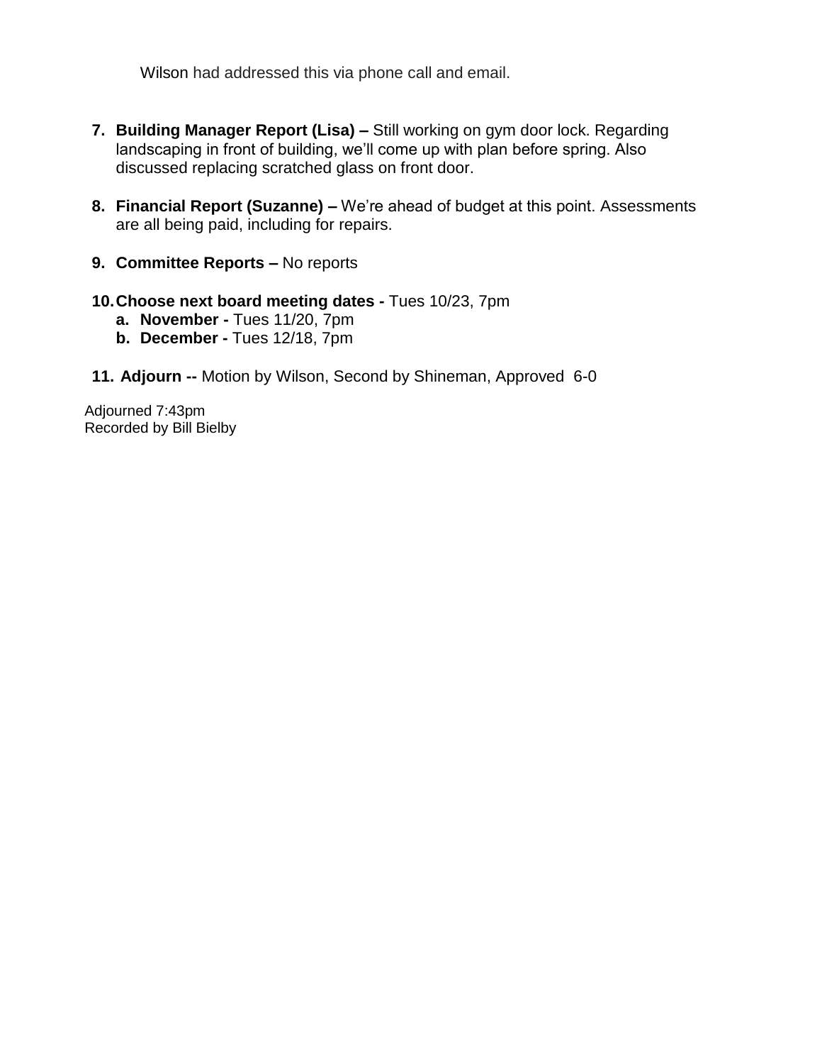Wilson had addressed this via phone call and email.

7. **Building Manager Report (Lisa) –** Still working on gym door lock. Regarding landscaping in front of building, we'll come up with plan before spring. Also discussed replacing scratched glass on front door.

8. **Financial Report (Suzanne) –** We're ahead of budget at this point. Assessments are all being paid, including for repairs.

9. **Committee Reports –** No reports

10. **Choose next board meeting dates -** Tues 10/23, 7pm
    a. **November -** Tues 11/20, 7pm
    b. **December -** Tues 12/18, 7pm

11. **Adjourn --** Motion by Wilson, Second by Shineman, Approved 6-0

Adjourned 7:43pm
Recorded by Bill Bielby